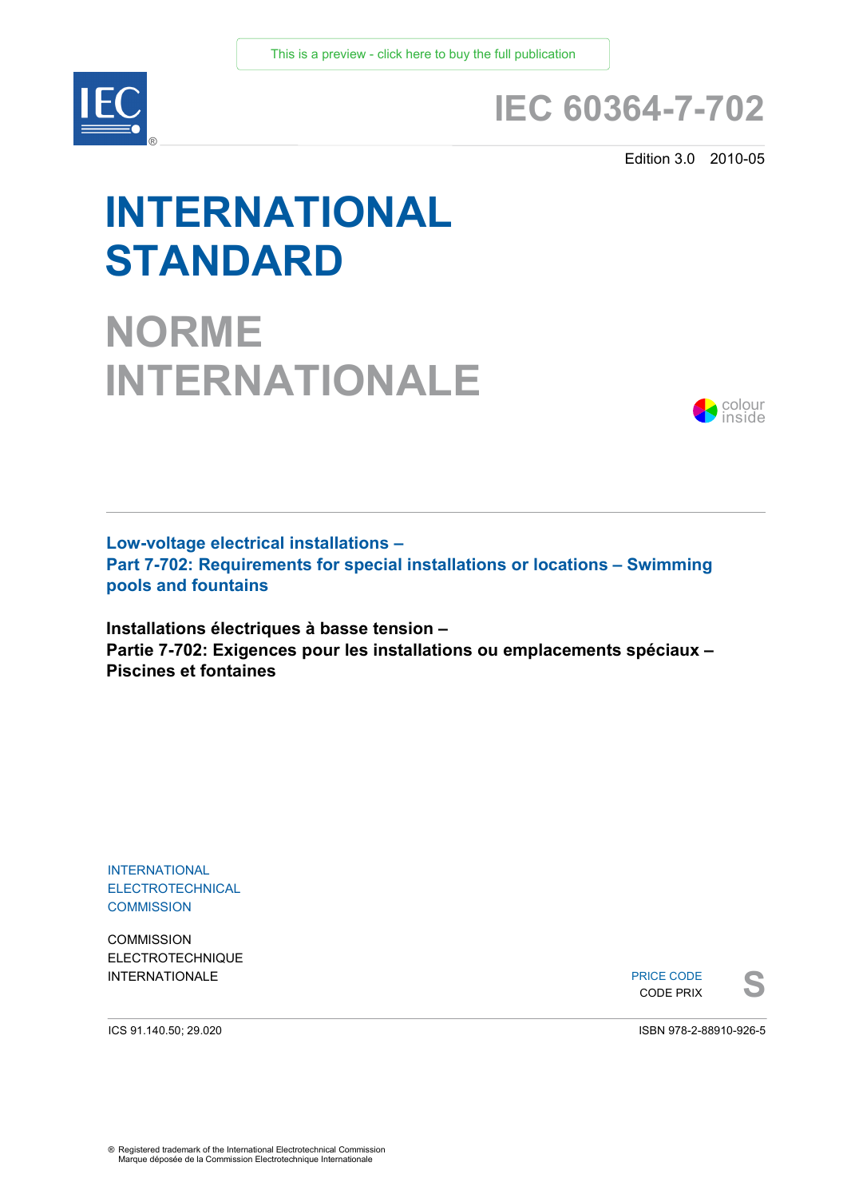This is a preview - click here to buy the full publication

# IEC 60364-7-702

Edition 3.0 2010-05

# INTERNATIONAL STANDARD

# NORME INTERNATIONALE

colour inside

## Low-voltage electrical installations – Part 7-702: Requirements for special installations or locations – Swimming pools and fountains

## Installations électriques à basse tension – Partie 7-702: Exigences pour les installations ou emplacements spéciaux – Piscines et fontaines

INTERNATIONAL
ELECTROTECHNICAL
COMMISSION

COMMISSION
ELECTROTECHNIQUE
INTERNATIONALE

PRICE CODE
CODE PRIX **S**

ICS 91.140.50; 29.020

ISBN 978-2-88910-926-5

® Registered trademark of the International Electrotechnical Commission
Marque déposée de la Commission Electrotechnique Internationale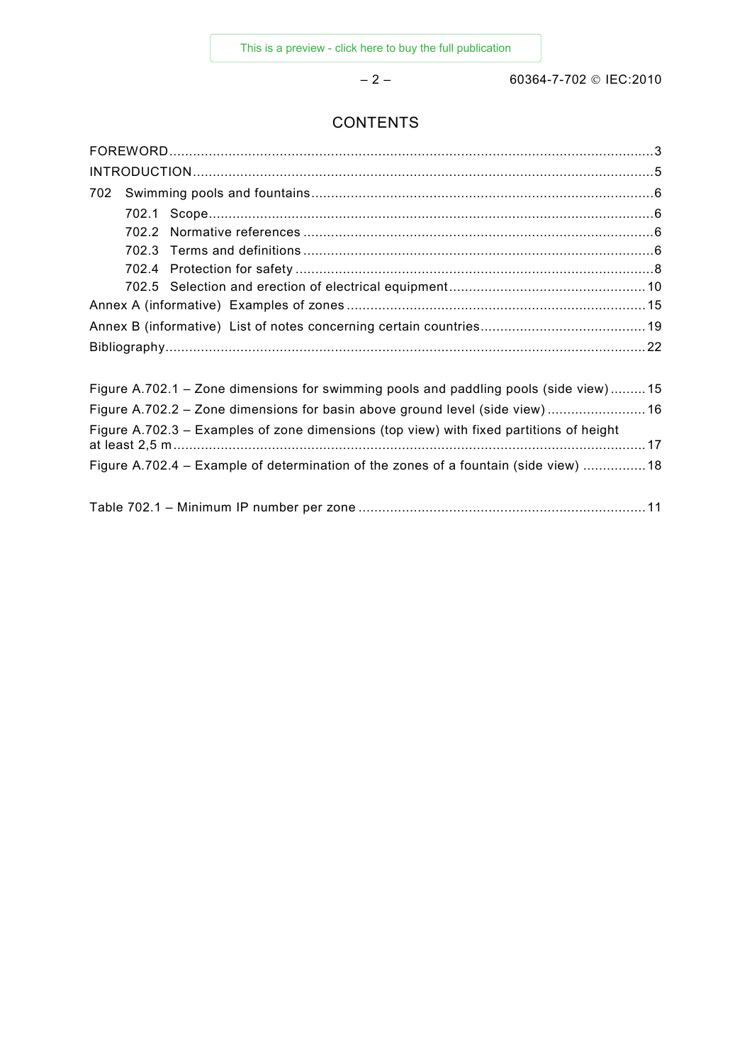# CONTENTS

FOREWORD ........................................................................................................................... 3

INTRODUCTION ..................................................................................................................... 5

702 Swimming pools and fountains ........................................................................................ 6

- 702.1 Scope ................................................................................................................ 6
- 702.2 Normative references ......................................................................................... 6
- 702.3 Terms and definitions ......................................................................................... 6
- 702.4 Protection for safety ........................................................................................... 8
- 702.5 Selection and erection of electrical equipment .................................................. 10

Annex A (informative) Examples of zones ............................................................................ 15

Annex B (informative) List of notes concerning certain countries .......................................... 19

Bibliography .......................................................................................................................... 22

Figure A.702.1 – Zone dimensions for swimming pools and paddling pools (side view) ......... 15

Figure A.702.2 – Zone dimensions for basin above ground level (side view) ......................... 16

Figure A.702.3 – Examples of zone dimensions (top view) with fixed partitions of height at least 2,5 m ....................................................................................................................... 17

Figure A.702.4 – Example of determination of the zones of a fountain (side view) ................ 18

Table 702.1 – Minimum IP number per zone ......................................................................... 11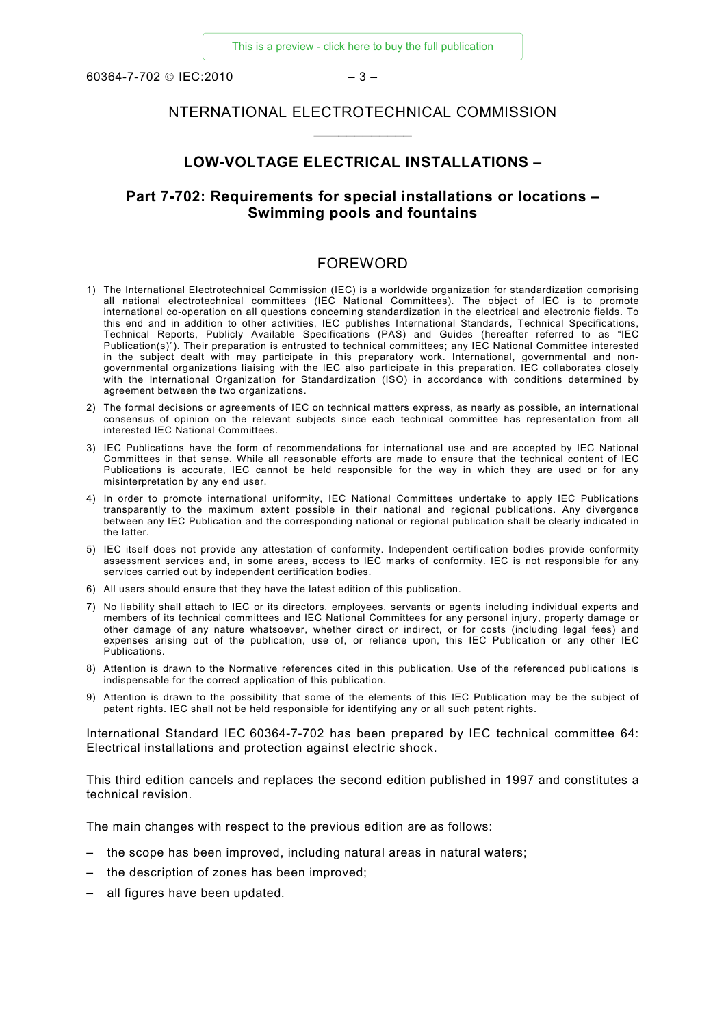NTERNATIONAL ELECTROTECHNICAL COMMISSION

___________

# LOW-VOLTAGE ELECTRICAL INSTALLATIONS –

## Part 7-702: Requirements for special installations or locations – Swimming pools and fountains

## FOREWORD

1) The International Electrotechnical Commission (IEC) is a worldwide organization for standardization comprising all national electrotechnical committees (IEC National Committees). The object of IEC is to promote international co-operation on all questions concerning standardization in the electrical and electronic fields. To this end and in addition to other activities, IEC publishes International Standards, Technical Specifications, Technical Reports, Publicly Available Specifications (PAS) and Guides (hereafter referred to as "IEC Publication(s)"). Their preparation is entrusted to technical committees; any IEC National Committee interested in the subject dealt with may participate in this preparatory work. International, governmental and non-governmental organizations liaising with the IEC also participate in this preparation. IEC collaborates closely with the International Organization for Standardization (ISO) in accordance with conditions determined by agreement between the two organizations.
2) The formal decisions or agreements of IEC on technical matters express, as nearly as possible, an international consensus of opinion on the relevant subjects since each technical committee has representation from all interested IEC National Committees.
3) IEC Publications have the form of recommendations for international use and are accepted by IEC National Committees in that sense. While all reasonable efforts are made to ensure that the technical content of IEC Publications is accurate, IEC cannot be held responsible for the way in which they are used or for any misinterpretation by any end user.
4) In order to promote international uniformity, IEC National Committees undertake to apply IEC Publications transparently to the maximum extent possible in their national and regional publications. Any divergence between any IEC Publication and the corresponding national or regional publication shall be clearly indicated in the latter.
5) IEC itself does not provide any attestation of conformity. Independent certification bodies provide conformity assessment services and, in some areas, access to IEC marks of conformity. IEC is not responsible for any services carried out by independent certification bodies.
6) All users should ensure that they have the latest edition of this publication.
7) No liability shall attach to IEC or its directors, employees, servants or agents including individual experts and members of its technical committees and IEC National Committees for any personal injury, property damage or other damage of any nature whatsoever, whether direct or indirect, or for costs (including legal fees) and expenses arising out of the publication, use of, or reliance upon, this IEC Publication or any other IEC Publications.
8) Attention is drawn to the Normative references cited in this publication. Use of the referenced publications is indispensable for the correct application of this publication.
9) Attention is drawn to the possibility that some of the elements of this IEC Publication may be the subject of patent rights. IEC shall not be held responsible for identifying any or all such patent rights.

International Standard IEC 60364-7-702 has been prepared by IEC technical committee 64: Electrical installations and protection against electric shock.

This third edition cancels and replaces the second edition published in 1997 and constitutes a technical revision.

The main changes with respect to the previous edition are as follows:

– the scope has been improved, including natural areas in natural waters;
– the description of zones has been improved;
– all figures have been updated.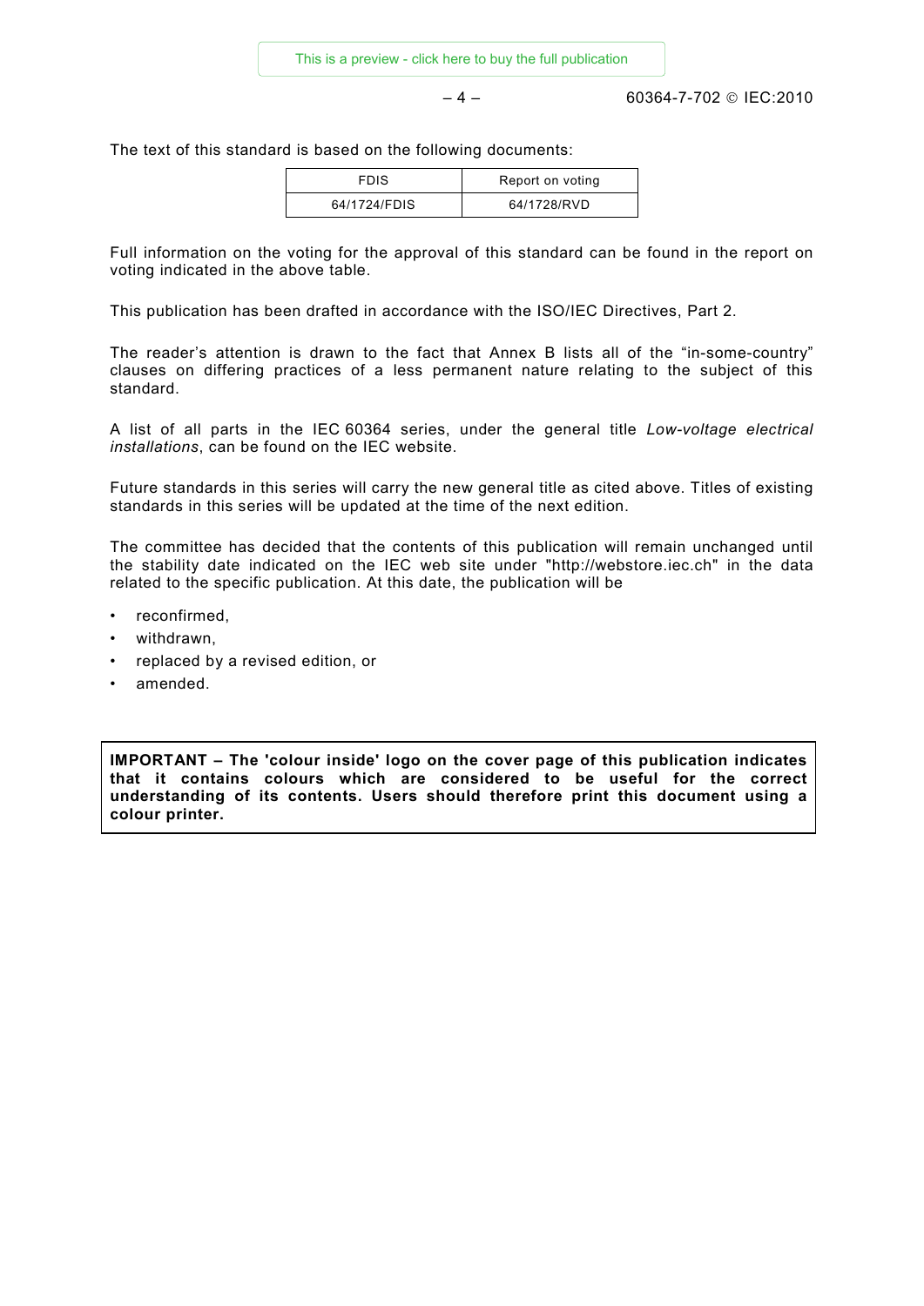The text of this standard is based on the following documents:

| FDIS | Report on voting |
|---|---|
| 64/1724/FDIS | 64/1728/RVD |

Full information on the voting for the approval of this standard can be found in the report on voting indicated in the above table.

This publication has been drafted in accordance with the ISO/IEC Directives, Part 2.

The reader's attention is drawn to the fact that Annex B lists all of the "in-some-country" clauses on differing practices of a less permanent nature relating to the subject of this standard.

A list of all parts in the IEC 60364 series, under the general title *Low-voltage electrical installations*, can be found on the IEC website.

Future standards in this series will carry the new general title as cited above. Titles of existing standards in this series will be updated at the time of the next edition.

The committee has decided that the contents of this publication will remain unchanged until the stability date indicated on the IEC web site under "http://webstore.iec.ch" in the data related to the specific publication. At this date, the publication will be

- reconfirmed,
- withdrawn,
- replaced by a revised edition, or
- amended.

**IMPORTANT – The 'colour inside' logo on the cover page of this publication indicates that it contains colours which are considered to be useful for the correct understanding of its contents. Users should therefore print this document using a colour printer.**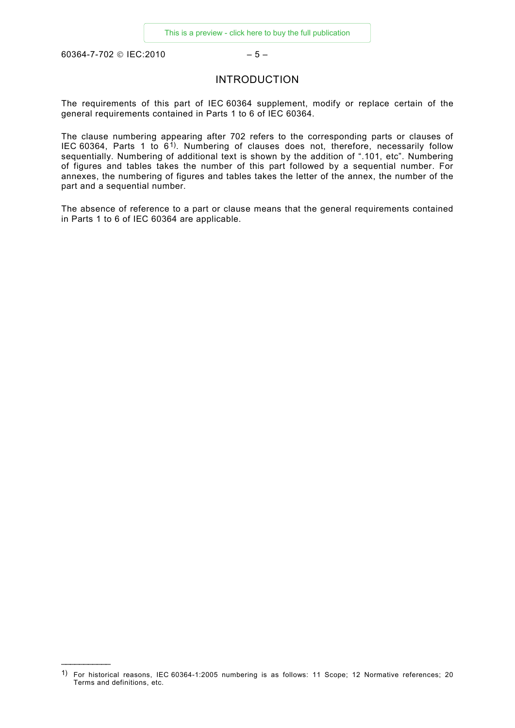# INTRODUCTION

The requirements of this part of IEC 60364 supplement, modify or replace certain of the general requirements contained in Parts 1 to 6 of IEC 60364.

The clause numbering appearing after 702 refers to the corresponding parts or clauses of IEC 60364, Parts 1 to 6[1]. Numbering of clauses does not, therefore, necessarily follow sequentially. Numbering of additional text is shown by the addition of ".101, etc". Numbering of figures and tables takes the number of this part followed by a sequential number. For annexes, the numbering of figures and tables takes the letter of the annex, the number of the part and a sequential number.

The absence of reference to a part or clause means that the general requirements contained in Parts 1 to 6 of IEC 60364 are applicable.

---

[1] For historical reasons, IEC 60364-1:2005 numbering is as follows: 11 Scope; 12 Normative references; 20 Terms and definitions, etc.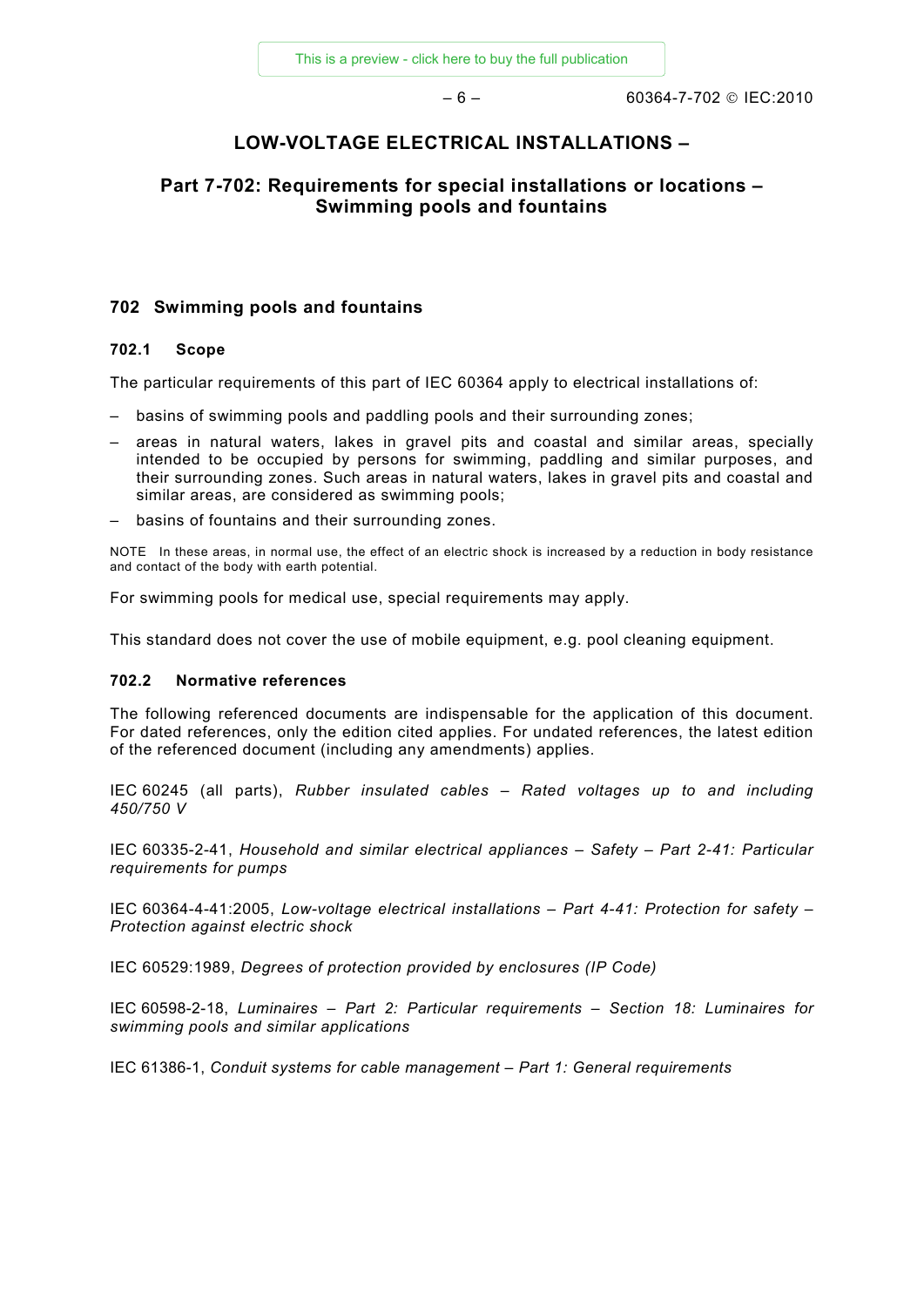# LOW-VOLTAGE ELECTRICAL INSTALLATIONS –

## Part 7-702: Requirements for special installations or locations – Swimming pools and fountains

## 702 Swimming pools and fountains

### 702.1 Scope

The particular requirements of this part of IEC 60364 apply to electrical installations of:

- basins of swimming pools and paddling pools and their surrounding zones;
- areas in natural waters, lakes in gravel pits and coastal and similar areas, specially intended to be occupied by persons for swimming, paddling and similar purposes, and their surrounding zones. Such areas in natural waters, lakes in gravel pits and coastal and similar areas, are considered as swimming pools;
- basins of fountains and their surrounding zones.

NOTE In these areas, in normal use, the effect of an electric shock is increased by a reduction in body resistance and contact of the body with earth potential.

For swimming pools for medical use, special requirements may apply.

This standard does not cover the use of mobile equipment, e.g. pool cleaning equipment.

### 702.2 Normative references

The following referenced documents are indispensable for the application of this document. For dated references, only the edition cited applies. For undated references, the latest edition of the referenced document (including any amendments) applies.

IEC 60245 (all parts), *Rubber insulated cables – Rated voltages up to and including 450/750 V*

IEC 60335-2-41, *Household and similar electrical appliances – Safety – Part 2-41: Particular requirements for pumps*

IEC 60364-4-41:2005, *Low-voltage electrical installations – Part 4-41: Protection for safety – Protection against electric shock*

IEC 60529:1989, *Degrees of protection provided by enclosures (IP Code)*

IEC 60598-2-18, *Luminaires – Part 2: Particular requirements – Section 18: Luminaires for swimming pools and similar applications*

IEC 61386-1, *Conduit systems for cable management – Part 1: General requirements*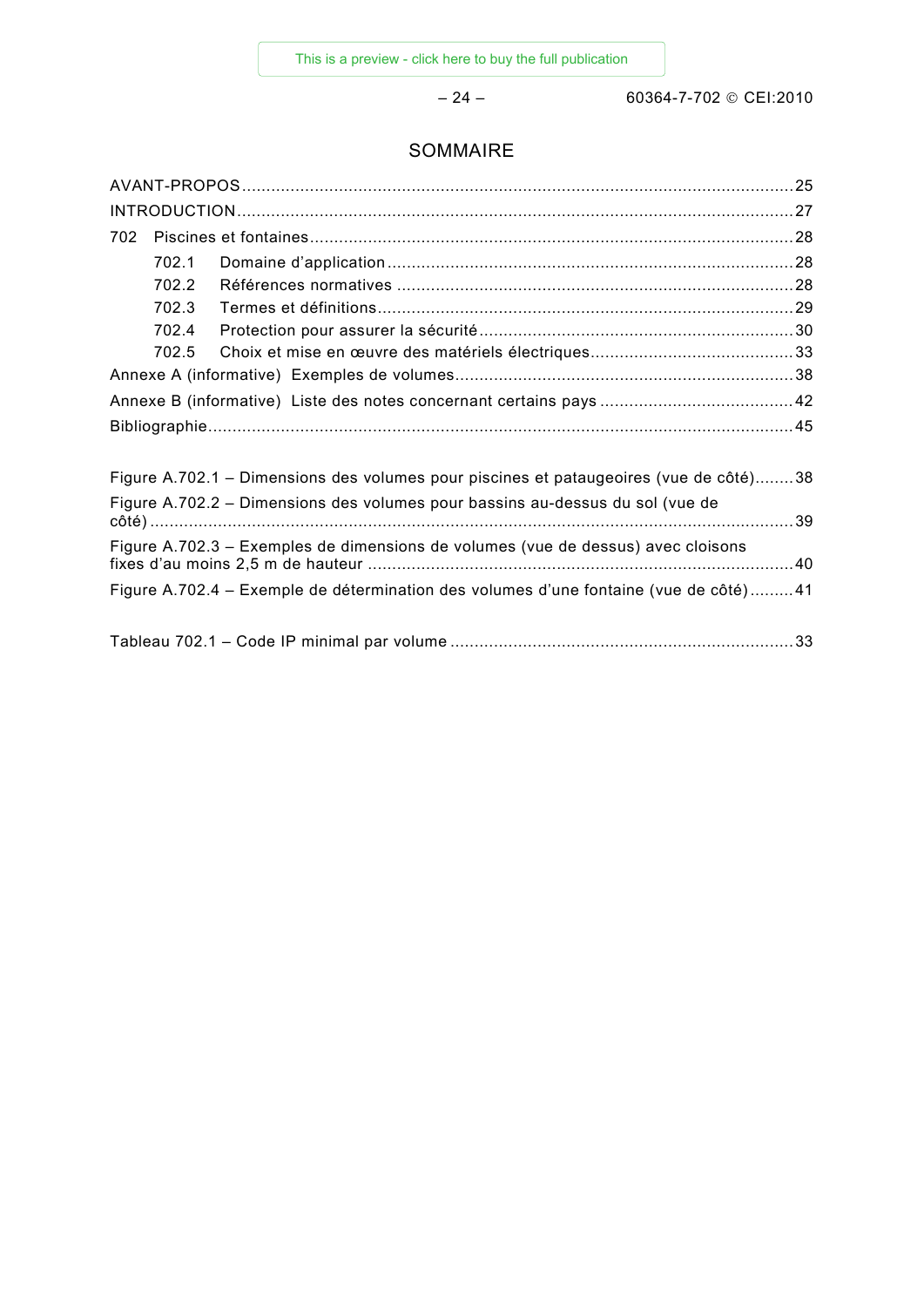# SOMMAIRE

AVANT-PROPOS ........................................................................................................... 25

INTRODUCTION ........................................................................................................... 27

702 Piscines et fontaines ............................................................................................ 28

- 702.1 Domaine d'application ................................................................................ 28
- 702.2 Références normatives ................................................................................ 28
- 702.3 Termes et définitions .................................................................................. 29
- 702.4 Protection pour assurer la sécurité ............................................................ 30
- 702.5 Choix et mise en œuvre des matériels électriques ....................................... 33

Annexe A (informative) Exemples de volumes .................................................................. 38

Annexe B (informative) Liste des notes concernant certains pays ..................................... 42

Bibliographie ............................................................................................................... 45

Figure A.702.1 – Dimensions des volumes pour piscines et pataugeoires (vue de côté) ........ 38

Figure A.702.2 – Dimensions des volumes pour bassins au-dessus du sol (vue de côté) ........ 39

Figure A.702.3 – Exemples de dimensions de volumes (vue de dessus) avec cloisons fixes d'au moins 2,5 m de hauteur ........ 40

Figure A.702.4 – Exemple de détermination des volumes d'une fontaine (vue de côté) ......... 41

Tableau 702.1 – Code IP minimal par volume ....................................................................... 33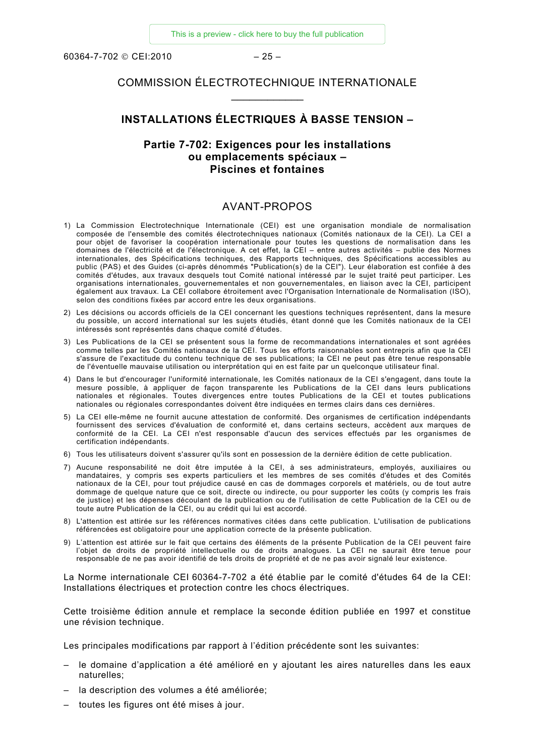COMMISSION ÉLECTROTECHNIQUE INTERNATIONALE

\_\_\_\_\_\_\_\_\_\_\_\_

# INSTALLATIONS ÉLECTRIQUES À BASSE TENSION –

## Partie 7-702: Exigences pour les installations ou emplacements spéciaux – Piscines et fontaines

## AVANT-PROPOS

1) La Commission Electrotechnique Internationale (CEI) est une organisation mondiale de normalisation composée de l'ensemble des comités électrotechniques nationaux (Comités nationaux de la CEI). La CEI a pour objet de favoriser la coopération internationale pour toutes les questions de normalisation dans les domaines de l'électricité et de l'électronique. A cet effet, la CEI – entre autres activités – publie des Normes internationales, des Spécifications techniques, des Rapports techniques, des Spécifications accessibles au public (PAS) et des Guides (ci-après dénommés "Publication(s) de la CEI"). Leur élaboration est confiée à des comités d'études, aux travaux desquels tout Comité national intéressé par le sujet traité peut participer. Les organisations internationales, gouvernementales et non gouvernementales, en liaison avec la CEI, participent également aux travaux. La CEI collabore étroitement avec l'Organisation Internationale de Normalisation (ISO), selon des conditions fixées par accord entre les deux organisations.
2) Les décisions ou accords officiels de la CEI concernant les questions techniques représentent, dans la mesure du possible, un accord international sur les sujets étudiés, étant donné que les Comités nationaux de la CEI intéressés sont représentés dans chaque comité d'études.
3) Les Publications de la CEI se présentent sous la forme de recommandations internationales et sont agréées comme telles par les Comités nationaux de la CEI. Tous les efforts raisonnables sont entrepris afin que la CEI s'assure de l'exactitude du contenu technique de ses publications; la CEI ne peut pas être tenue responsable de l'éventuelle mauvaise utilisation ou interprétation qui en est faite par un quelconque utilisateur final.
4) Dans le but d'encourager l'uniformité internationale, les Comités nationaux de la CEI s'engagent, dans toute la mesure possible, à appliquer de façon transparente les Publications de la CEI dans leurs publications nationales et régionales. Toutes divergences entre toutes Publications de la CEI et toutes publications nationales ou régionales correspondantes doivent être indiquées en termes clairs dans ces dernières.
5) La CEI elle-même ne fournit aucune attestation de conformité. Des organismes de certification indépendants fournissent des services d'évaluation de conformité et, dans certains secteurs, accèdent aux marques de conformité de la CEI. La CEI n'est responsable d'aucun des services effectués par les organismes de certification indépendants.
6) Tous les utilisateurs doivent s'assurer qu'ils sont en possession de la dernière édition de cette publication.
7) Aucune responsabilité ne doit être imputée à la CEI, à ses administrateurs, employés, auxiliaires ou mandataires, y compris ses experts particuliers et les membres de ses comités d'études et des Comités nationaux de la CEI, pour tout préjudice causé en cas de dommages corporels et matériels, ou de tout autre dommage de quelque nature que ce soit, directe ou indirecte, ou pour supporter les coûts (y compris les frais de justice) et les dépenses découlant de la publication ou de l'utilisation de cette Publication de la CEI ou de toute autre Publication de la CEI, ou au crédit qui lui est accordé.
8) L'attention est attirée sur les références normatives citées dans cette publication. L'utilisation de publications référencées est obligatoire pour une application correcte de la présente publication.
9) L'attention est attirée sur le fait que certains des éléments de la présente Publication de la CEI peuvent faire l'objet de droits de propriété intellectuelle ou de droits analogues. La CEI ne saurait être tenue pour responsable de ne pas avoir identifié de tels droits de propriété et de ne pas avoir signalé leur existence.

La Norme internationale CEI 60364-7-702 a été établie par le comité d'études 64 de la CEI: Installations électriques et protection contre les chocs électriques.

Cette troisième édition annule et remplace la seconde édition publiée en 1997 et constitue une révision technique.

Les principales modifications par rapport à l'édition précédente sont les suivantes:

– le domaine d'application a été amélioré en y ajoutant les aires naturelles dans les eaux naturelles;

– la description des volumes a été améliorée;

– toutes les figures ont été mises à jour.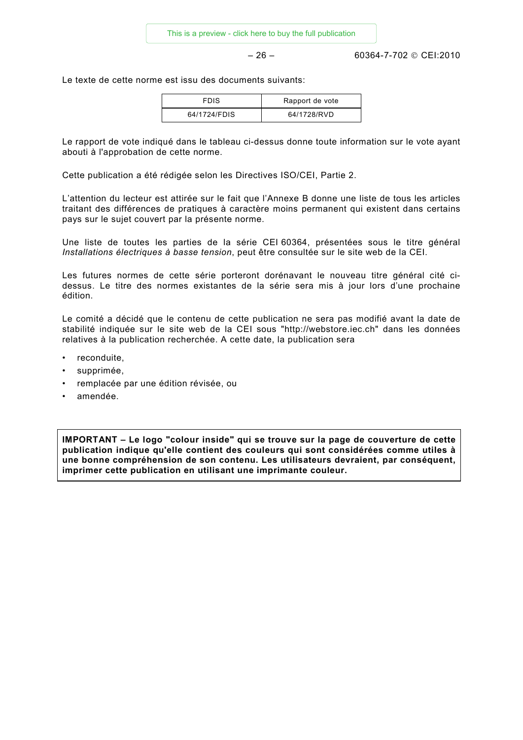Le texte de cette norme est issu des documents suivants:

| FDIS | Rapport de vote |
|---|---|
| 64/1724/FDIS | 64/1728/RVD |

Le rapport de vote indiqué dans le tableau ci-dessus donne toute information sur le vote ayant abouti à l'approbation de cette norme.

Cette publication a été rédigée selon les Directives ISO/CEI, Partie 2.

L'attention du lecteur est attirée sur le fait que l'Annexe B donne une liste de tous les articles traitant des différences de pratiques à caractère moins permanent qui existent dans certains pays sur le sujet couvert par la présente norme.

Une liste de toutes les parties de la série CEI 60364, présentées sous le titre général *Installations électriques à basse tension*, peut être consultée sur le site web de la CEI.

Les futures normes de cette série porteront dorénavant le nouveau titre général cité ci-dessus. Le titre des normes existantes de la série sera mis à jour lors d'une prochaine édition.

Le comité a décidé que le contenu de cette publication ne sera pas modifié avant la date de stabilité indiquée sur le site web de la CEI sous "http://webstore.iec.ch" dans les données relatives à la publication recherchée. A cette date, la publication sera

- reconduite,
- supprimée,
- remplacée par une édition révisée, ou
- amendée.

**IMPORTANT – Le logo "colour inside" qui se trouve sur la page de couverture de cette publication indique qu'elle contient des couleurs qui sont considérées comme utiles à une bonne compréhension de son contenu. Les utilisateurs devraient, par conséquent, imprimer cette publication en utilisant une imprimante couleur.**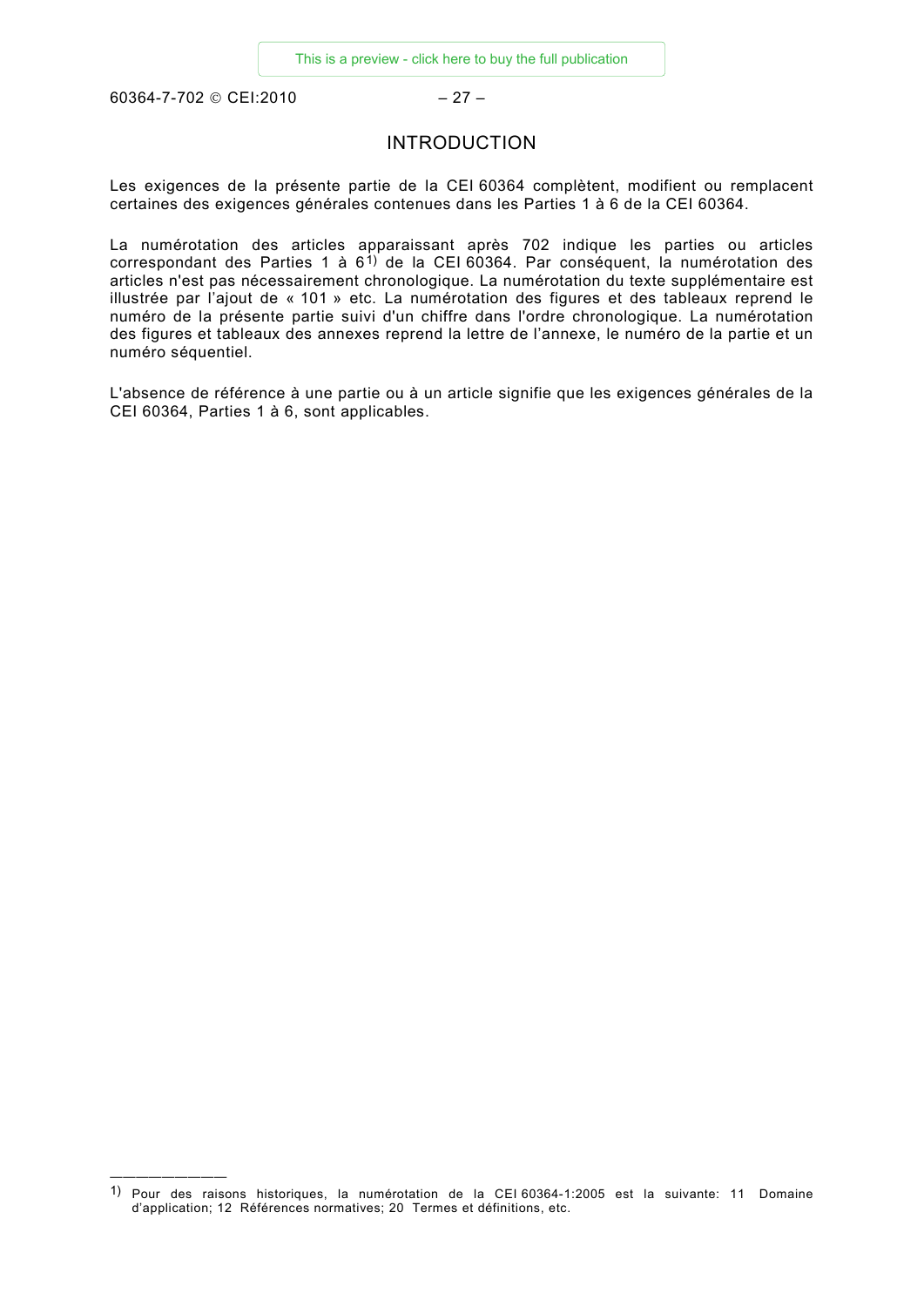# INTRODUCTION

Les exigences de la présente partie de la CEI 60364 complètent, modifient ou remplacent certaines des exigences générales contenues dans les Parties 1 à 6 de la CEI 60364.

La numérotation des articles apparaissant après 702 indique les parties ou articles correspondant des Parties 1 à 6[1)] de la CEI 60364. Par conséquent, la numérotation des articles n'est pas nécessairement chronologique. La numérotation du texte supplémentaire est illustrée par l'ajout de « 101 » etc. La numérotation des figures et des tableaux reprend le numéro de la présente partie suivi d'un chiffre dans l'ordre chronologique. La numérotation des figures et tableaux des annexes reprend la lettre de l'annexe, le numéro de la partie et un numéro séquentiel.

L'absence de référence à une partie ou à un article signifie que les exigences générales de la CEI 60364, Parties 1 à 6, sont applicables.

---

1) Pour des raisons historiques, la numérotation de la CEI 60364-1:2005 est la suivante: 11 Domaine d'application; 12 Références normatives; 20 Termes et définitions, etc.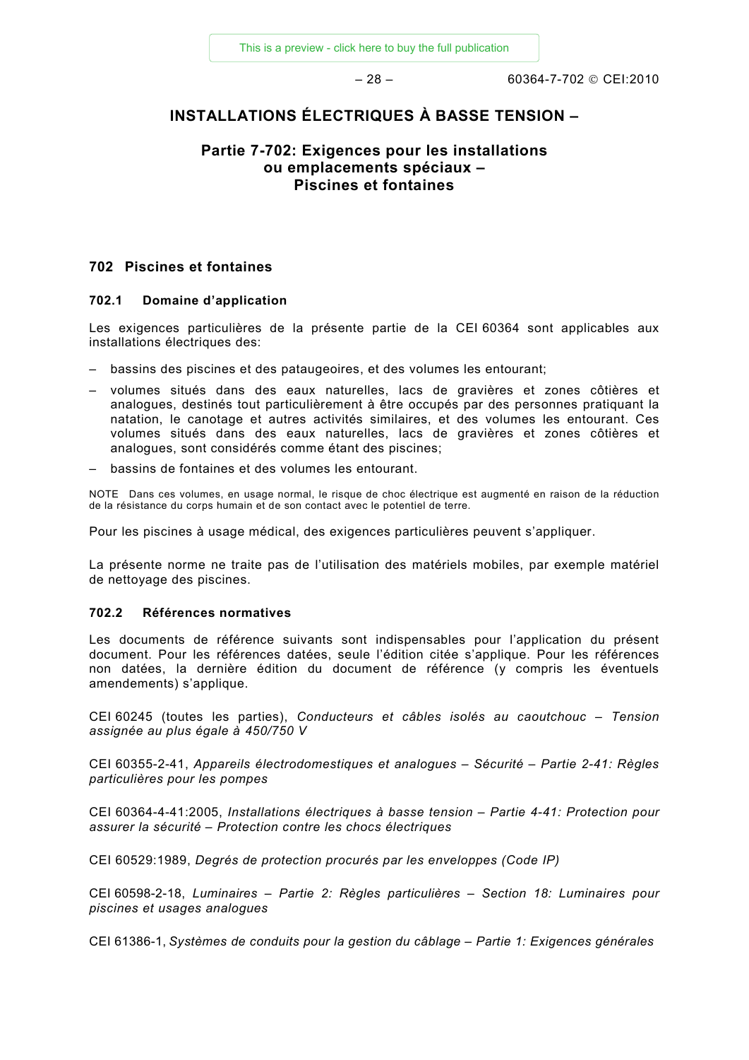# INSTALLATIONS ÉLECTRIQUES À BASSE TENSION –

## Partie 7-702: Exigences pour les installations ou emplacements spéciaux – Piscines et fontaines

## 702 Piscines et fontaines

### 702.1 Domaine d'application

Les exigences particulières de la présente partie de la CEI 60364 sont applicables aux installations électriques des:

- bassins des piscines et des pataugeoires, et des volumes les entourant;
- volumes situés dans des eaux naturelles, lacs de gravières et zones côtières et analogues, destinés tout particulièrement à être occupés par des personnes pratiquant la natation, le canotage et autres activités similaires, et des volumes les entourant. Ces volumes situés dans des eaux naturelles, lacs de gravières et zones côtières et analogues, sont considérés comme étant des piscines;
- bassins de fontaines et des volumes les entourant.

NOTE Dans ces volumes, en usage normal, le risque de choc électrique est augmenté en raison de la réduction de la résistance du corps humain et de son contact avec le potentiel de terre.

Pour les piscines à usage médical, des exigences particulières peuvent s'appliquer.

La présente norme ne traite pas de l'utilisation des matériels mobiles, par exemple matériel de nettoyage des piscines.

### 702.2 Références normatives

Les documents de référence suivants sont indispensables pour l'application du présent document. Pour les références datées, seule l'édition citée s'applique. Pour les références non datées, la dernière édition du document de référence (y compris les éventuels amendements) s'applique.

CEI 60245 (toutes les parties), *Conducteurs et câbles isolés au caoutchouc – Tension assignée au plus égale à 450/750 V*

CEI 60355-2-41, *Appareils électrodomestiques et analogues – Sécurité – Partie 2-41: Règles particulières pour les pompes*

CEI 60364-4-41:2005, *Installations électriques à basse tension – Partie 4-41: Protection pour assurer la sécurité – Protection contre les chocs électriques*

CEI 60529:1989, *Degrés de protection procurés par les enveloppes (Code IP)*

CEI 60598-2-18, *Luminaires – Partie 2: Règles particulières – Section 18: Luminaires pour piscines et usages analogues*

CEI 61386-1, *Systèmes de conduits pour la gestion du câblage – Partie 1: Exigences générales*